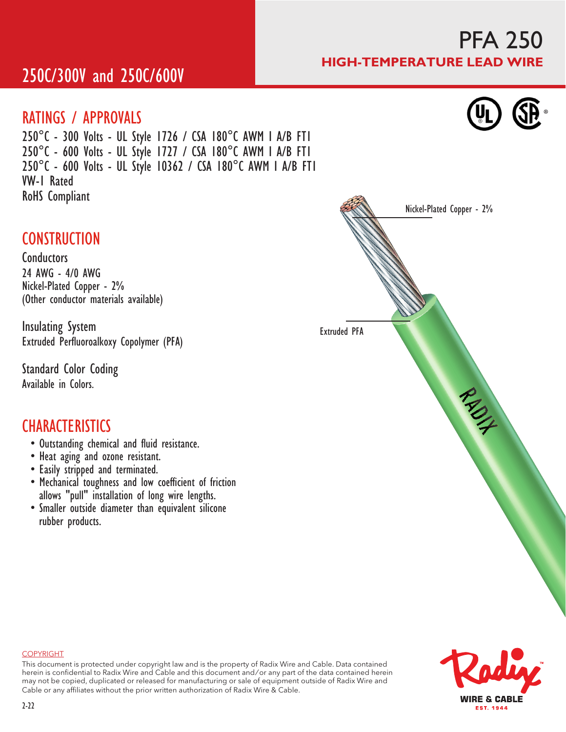# PFA 250

**HIGH-TEMPERATURE LEAD WIRE**

## 250C/300V and 250C/600V

## RATINGS / APPROVALS

250°C - 300 Volts - UL Style 1726 / CSA 180°C AWM I A/B FT1
250°C - 600 Volts - UL Style 1727 / CSA 180°C AWM I A/B FT1
250°C - 600 Volts - UL Style 10362 / CSA 180°C AWM I A/B FT1
VW-1 Rated
RoHS Compliant

## CONSTRUCTION

### Conductors

24 AWG - 4/0 AWG
Nickel-Plated Copper - 2%
(Other conductor materials available)

### Insulating System

Extruded Perfluoroalkoxy Copolymer (PFA)

### Standard Color Coding

Available in Colors.

## CHARACTERISTICS

- Outstanding chemical and fluid resistance.
- Heat aging and ozone resistant.
- Easily stripped and terminated.
- Mechanical toughness and low coefficient of friction allows "pull" installation of long wire lengths.
- Smaller outside diameter than equivalent silicone rubber products.

Nickel-Plated Copper - 2%

Extruded PFA

COPYRIGHT

This document is protected under copyright law and is the property of Radix Wire and Cable. Data contained herein is confidential to Radix Wire and Cable and this document and/or any part of the data contained herein may not be copied, duplicated or released for manufacturing or sale of equipment outside of Radix Wire and Cable or any affiliates without the prior written authorization of Radix Wire & Cable.

2-22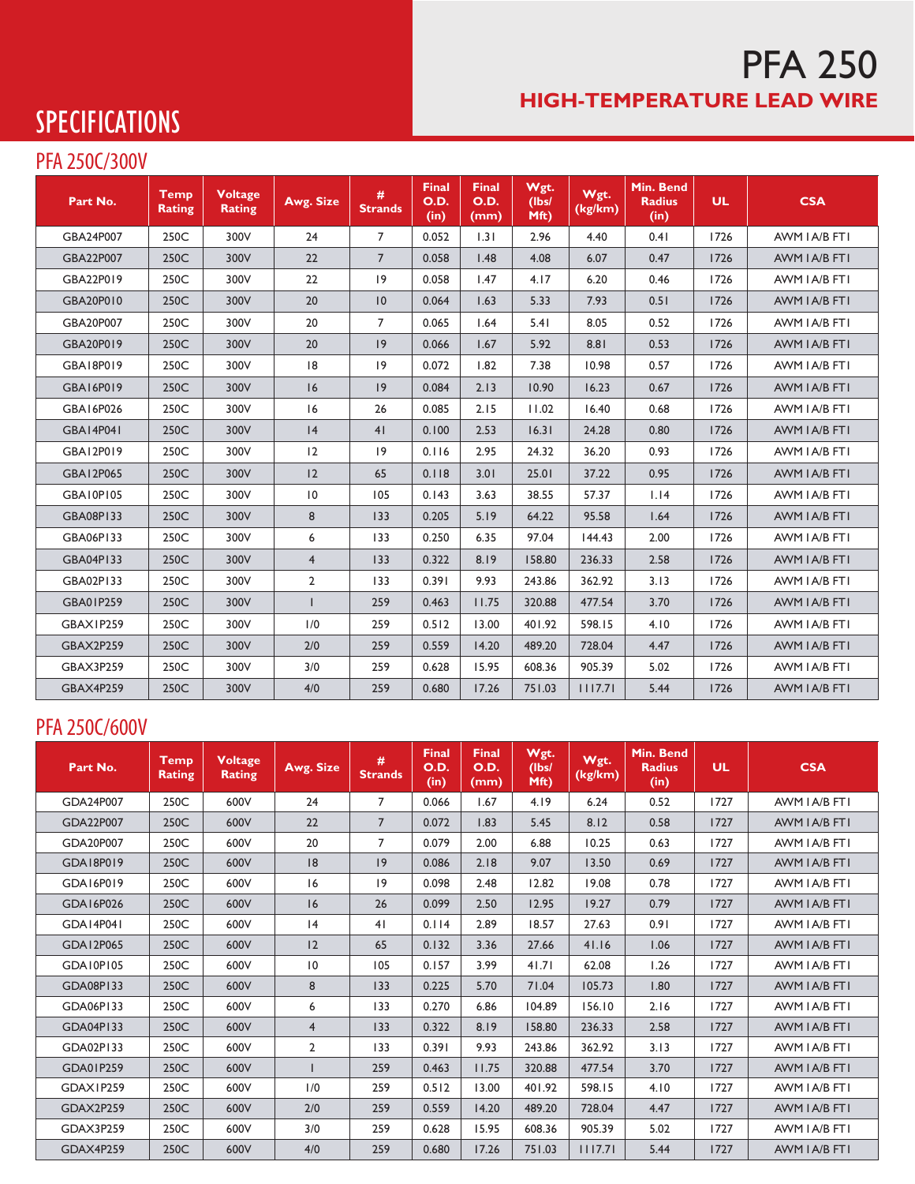# PFA 250

## HIGH-TEMPERATURE LEAD WIRE

# SPECIFICATIONS

## PFA 250C/300V

| Part No. | Temp Rating | Voltage Rating | Awg. Size | # Strands | Final O.D. (in) | Final O.D. (mm) | Wgt. (lbs/ Mft) | Wgt. (kg/km) | Min. Bend Radius (in) | UL | CSA |
|---|---|---|---|---|---|---|---|---|---|---|---|
| GBA24P007 | 250C | 300V | 24 | 7 | 0.052 | 1.31 | 2.96 | 4.40 | 0.41 | 1726 | AWM I A/B FT1 |
| GBA22P007 | 250C | 300V | 22 | 7 | 0.058 | 1.48 | 4.08 | 6.07 | 0.47 | 1726 | AWM I A/B FT1 |
| GBA22P019 | 250C | 300V | 22 | 19 | 0.058 | 1.47 | 4.17 | 6.20 | 0.46 | 1726 | AWM I A/B FT1 |
| GBA20P010 | 250C | 300V | 20 | 10 | 0.064 | 1.63 | 5.33 | 7.93 | 0.51 | 1726 | AWM I A/B FT1 |
| GBA20P007 | 250C | 300V | 20 | 7 | 0.065 | 1.64 | 5.41 | 8.05 | 0.52 | 1726 | AWM I A/B FT1 |
| GBA20P019 | 250C | 300V | 20 | 19 | 0.066 | 1.67 | 5.92 | 8.81 | 0.53 | 1726 | AWM I A/B FT1 |
| GBA18P019 | 250C | 300V | 18 | 19 | 0.072 | 1.82 | 7.38 | 10.98 | 0.57 | 1726 | AWM I A/B FT1 |
| GBA16P019 | 250C | 300V | 16 | 19 | 0.084 | 2.13 | 10.90 | 16.23 | 0.67 | 1726 | AWM I A/B FT1 |
| GBA16P026 | 250C | 300V | 16 | 26 | 0.085 | 2.15 | 11.02 | 16.40 | 0.68 | 1726 | AWM I A/B FT1 |
| GBA14P041 | 250C | 300V | 14 | 41 | 0.100 | 2.53 | 16.31 | 24.28 | 0.80 | 1726 | AWM I A/B FT1 |
| GBA12P019 | 250C | 300V | 12 | 19 | 0.116 | 2.95 | 24.32 | 36.20 | 0.93 | 1726 | AWM I A/B FT1 |
| GBA12P065 | 250C | 300V | 12 | 65 | 0.118 | 3.01 | 25.01 | 37.22 | 0.95 | 1726 | AWM I A/B FT1 |
| GBA10P105 | 250C | 300V | 10 | 105 | 0.143 | 3.63 | 38.55 | 57.37 | 1.14 | 1726 | AWM I A/B FT1 |
| GBA08P133 | 250C | 300V | 8 | 133 | 0.205 | 5.19 | 64.22 | 95.58 | 1.64 | 1726 | AWM I A/B FT1 |
| GBA06P133 | 250C | 300V | 6 | 133 | 0.250 | 6.35 | 97.04 | 144.43 | 2.00 | 1726 | AWM I A/B FT1 |
| GBA04P133 | 250C | 300V | 4 | 133 | 0.322 | 8.19 | 158.80 | 236.33 | 2.58 | 1726 | AWM I A/B FT1 |
| GBA02P133 | 250C | 300V | 2 | 133 | 0.391 | 9.93 | 243.86 | 362.92 | 3.13 | 1726 | AWM I A/B FT1 |
| GBA01P259 | 250C | 300V | 1 | 259 | 0.463 | 11.75 | 320.88 | 477.54 | 3.70 | 1726 | AWM I A/B FT1 |
| GBAX1P259 | 250C | 300V | 1/0 | 259 | 0.512 | 13.00 | 401.92 | 598.15 | 4.10 | 1726 | AWM I A/B FT1 |
| GBAX2P259 | 250C | 300V | 2/0 | 259 | 0.559 | 14.20 | 489.20 | 728.04 | 4.47 | 1726 | AWM I A/B FT1 |
| GBAX3P259 | 250C | 300V | 3/0 | 259 | 0.628 | 15.95 | 608.36 | 905.39 | 5.02 | 1726 | AWM I A/B FT1 |
| GBAX4P259 | 250C | 300V | 4/0 | 259 | 0.680 | 17.26 | 751.03 | 1117.71 | 5.44 | 1726 | AWM I A/B FT1 |

## PFA 250C/600V

| Part No. | Temp Rating | Voltage Rating | Awg. Size | # Strands | Final O.D. (in) | Final O.D. (mm) | Wgt. (lbs/ Mft) | Wgt. (kg/km) | Min. Bend Radius (in) | UL | CSA |
|---|---|---|---|---|---|---|---|---|---|---|---|
| GDA24P007 | 250C | 600V | 24 | 7 | 0.066 | 1.67 | 4.19 | 6.24 | 0.52 | 1727 | AWM I A/B FT1 |
| GDA22P007 | 250C | 600V | 22 | 7 | 0.072 | 1.83 | 5.45 | 8.12 | 0.58 | 1727 | AWM I A/B FT1 |
| GDA20P007 | 250C | 600V | 20 | 7 | 0.079 | 2.00 | 6.88 | 10.25 | 0.63 | 1727 | AWM I A/B FT1 |
| GDA18P019 | 250C | 600V | 18 | 19 | 0.086 | 2.18 | 9.07 | 13.50 | 0.69 | 1727 | AWM I A/B FT1 |
| GDA16P019 | 250C | 600V | 16 | 19 | 0.098 | 2.48 | 12.82 | 19.08 | 0.78 | 1727 | AWM I A/B FT1 |
| GDA16P026 | 250C | 600V | 16 | 26 | 0.099 | 2.50 | 12.95 | 19.27 | 0.79 | 1727 | AWM I A/B FT1 |
| GDA14P041 | 250C | 600V | 14 | 41 | 0.114 | 2.89 | 18.57 | 27.63 | 0.91 | 1727 | AWM I A/B FT1 |
| GDA12P065 | 250C | 600V | 12 | 65 | 0.132 | 3.36 | 27.66 | 41.16 | 1.06 | 1727 | AWM I A/B FT1 |
| GDA10P105 | 250C | 600V | 10 | 105 | 0.157 | 3.99 | 41.71 | 62.08 | 1.26 | 1727 | AWM I A/B FT1 |
| GDA08P133 | 250C | 600V | 8 | 133 | 0.225 | 5.70 | 71.04 | 105.73 | 1.80 | 1727 | AWM I A/B FT1 |
| GDA06P133 | 250C | 600V | 6 | 133 | 0.270 | 6.86 | 104.89 | 156.10 | 2.16 | 1727 | AWM I A/B FT1 |
| GDA04P133 | 250C | 600V | 4 | 133 | 0.322 | 8.19 | 158.80 | 236.33 | 2.58 | 1727 | AWM I A/B FT1 |
| GDA02P133 | 250C | 600V | 2 | 133 | 0.391 | 9.93 | 243.86 | 362.92 | 3.13 | 1727 | AWM I A/B FT1 |
| GDA01P259 | 250C | 600V | 1 | 259 | 0.463 | 11.75 | 320.88 | 477.54 | 3.70 | 1727 | AWM I A/B FT1 |
| GDAX1P259 | 250C | 600V | 1/0 | 259 | 0.512 | 13.00 | 401.92 | 598.15 | 4.10 | 1727 | AWM I A/B FT1 |
| GDAX2P259 | 250C | 600V | 2/0 | 259 | 0.559 | 14.20 | 489.20 | 728.04 | 4.47 | 1727 | AWM I A/B FT1 |
| GDAX3P259 | 250C | 600V | 3/0 | 259 | 0.628 | 15.95 | 608.36 | 905.39 | 5.02 | 1727 | AWM I A/B FT1 |
| GDAX4P259 | 250C | 600V | 4/0 | 259 | 0.680 | 17.26 | 751.03 | 1117.71 | 5.44 | 1727 | AWM I A/B FT1 |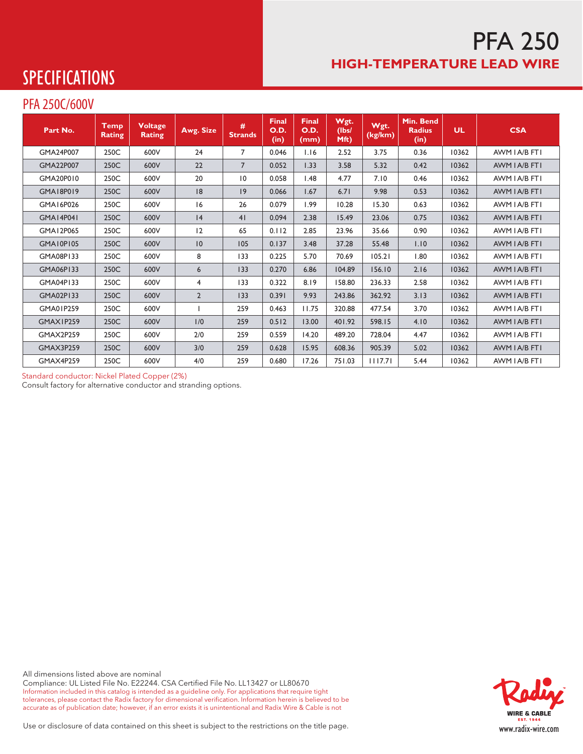# PFA 250

## HIGH-TEMPERATURE LEAD WIRE

# SPECIFICATIONS

## PFA 250C/600V

| Part No. | Temp Rating | Voltage Rating | Awg. Size | # Strands | Final O.D. (in) | Final O.D. (mm) | Wgt. (lbs/ Mft) | Wgt. (kg/km) | Min. Bend Radius (in) | UL | CSA |
|---|---|---|---|---|---|---|---|---|---|---|---|
| GMA24P007 | 250C | 600V | 24 | 7 | 0.046 | 1.16 | 2.52 | 3.75 | 0.36 | 10362 | AWM I A/B FT1 |
| GMA22P007 | 250C | 600V | 22 | 7 | 0.052 | 1.33 | 3.58 | 5.32 | 0.42 | 10362 | AWM I A/B FT1 |
| GMA20P010 | 250C | 600V | 20 | 10 | 0.058 | 1.48 | 4.77 | 7.10 | 0.46 | 10362 | AWM I A/B FT1 |
| GMA18P019 | 250C | 600V | 18 | 19 | 0.066 | 1.67 | 6.71 | 9.98 | 0.53 | 10362 | AWM I A/B FT1 |
| GMA16P026 | 250C | 600V | 16 | 26 | 0.079 | 1.99 | 10.28 | 15.30 | 0.63 | 10362 | AWM I A/B FT1 |
| GMA14P041 | 250C | 600V | 14 | 41 | 0.094 | 2.38 | 15.49 | 23.06 | 0.75 | 10362 | AWM I A/B FT1 |
| GMA12P065 | 250C | 600V | 12 | 65 | 0.112 | 2.85 | 23.96 | 35.66 | 0.90 | 10362 | AWM I A/B FT1 |
| GMA10P105 | 250C | 600V | 10 | 105 | 0.137 | 3.48 | 37.28 | 55.48 | 1.10 | 10362 | AWM I A/B FT1 |
| GMA08P133 | 250C | 600V | 8 | 133 | 0.225 | 5.70 | 70.69 | 105.21 | 1.80 | 10362 | AWM I A/B FT1 |
| GMA06P133 | 250C | 600V | 6 | 133 | 0.270 | 6.86 | 104.89 | 156.10 | 2.16 | 10362 | AWM I A/B FT1 |
| GMA04P133 | 250C | 600V | 4 | 133 | 0.322 | 8.19 | 158.80 | 236.33 | 2.58 | 10362 | AWM I A/B FT1 |
| GMA02P133 | 250C | 600V | 2 | 133 | 0.391 | 9.93 | 243.86 | 362.92 | 3.13 | 10362 | AWM I A/B FT1 |
| GMA01P259 | 250C | 600V | 1 | 259 | 0.463 | 11.75 | 320.88 | 477.54 | 3.70 | 10362 | AWM I A/B FT1 |
| GMAX1P259 | 250C | 600V | 1/0 | 259 | 0.512 | 13.00 | 401.92 | 598.15 | 4.10 | 10362 | AWM I A/B FT1 |
| GMAX2P259 | 250C | 600V | 2/0 | 259 | 0.559 | 14.20 | 489.20 | 728.04 | 4.47 | 10362 | AWM I A/B FT1 |
| GMAX3P259 | 250C | 600V | 3/0 | 259 | 0.628 | 15.95 | 608.36 | 905.39 | 5.02 | 10362 | AWM I A/B FT1 |
| GMAX4P259 | 250C | 600V | 4/0 | 259 | 0.680 | 17.26 | 751.03 | 1117.71 | 5.44 | 10362 | AWM I A/B FT1 |

Standard conductor: Nickel Plated Copper (2%)

Consult factory for alternative conductor and stranding options.

All dimensions listed above are nominal

Compliance: UL Listed File No. E22244. CSA Certified File No. LL13427 or LL80670

Information included in this catalog is intended as a guideline only. For applications that require tight tolerances, please contact the Radix factory for dimensional verification. Information herein is believed to be accurate as of publication date; however, if an error exists it is unintentional and Radix Wire & Cable is not

Use or disclosure of data contained on this sheet is subject to the restrictions on the title page.

Radix WIRE & CABLE EST. 1944

www.radix-wire.com